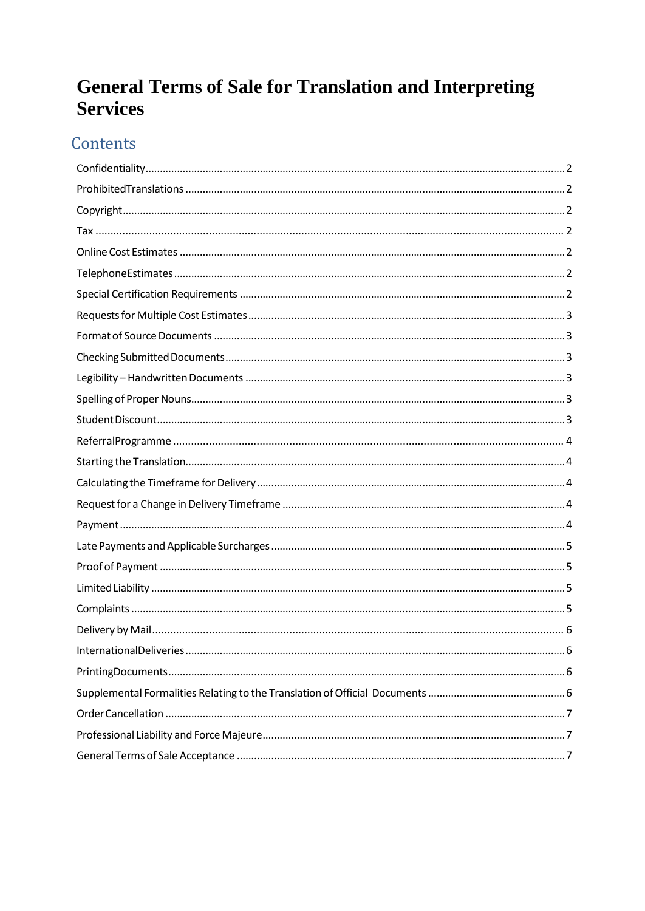# General Terms of Sale for Translation and Interpreting Services

## Contents

Confidentiality ..... 2
ProhibitedTranslations ..... 2
Copyright ..... 2
Tax ..... 2
Online Cost Estimates ..... 2
TelephoneEstimates ..... 2
Special Certification Requirements ..... 2
Requests for Multiple Cost Estimates ..... 3
Format of Source Documents ..... 3
Checking Submitted Documents ..... 3
Legibility – Handwritten Documents ..... 3
Spelling of Proper Nouns ..... 3
Student Discount ..... 3
ReferralProgramme ..... 4
Starting the Translation ..... 4
Calculating the Timeframe for Delivery ..... 4
Request for a Change in Delivery Timeframe ..... 4
Payment ..... 4
Late Payments and Applicable Surcharges ..... 5
Proof of Payment ..... 5
Limited Liability ..... 5
Complaints ..... 5
Delivery by Mail ..... 6
InternationalDeliveries ..... 6
PrintingDocuments ..... 6
Supplemental Formalities Relating to the Translation of Official Documents ..... 6
Order Cancellation ..... 7
Professional Liability and Force Majeure ..... 7
General Terms of Sale Acceptance ..... 7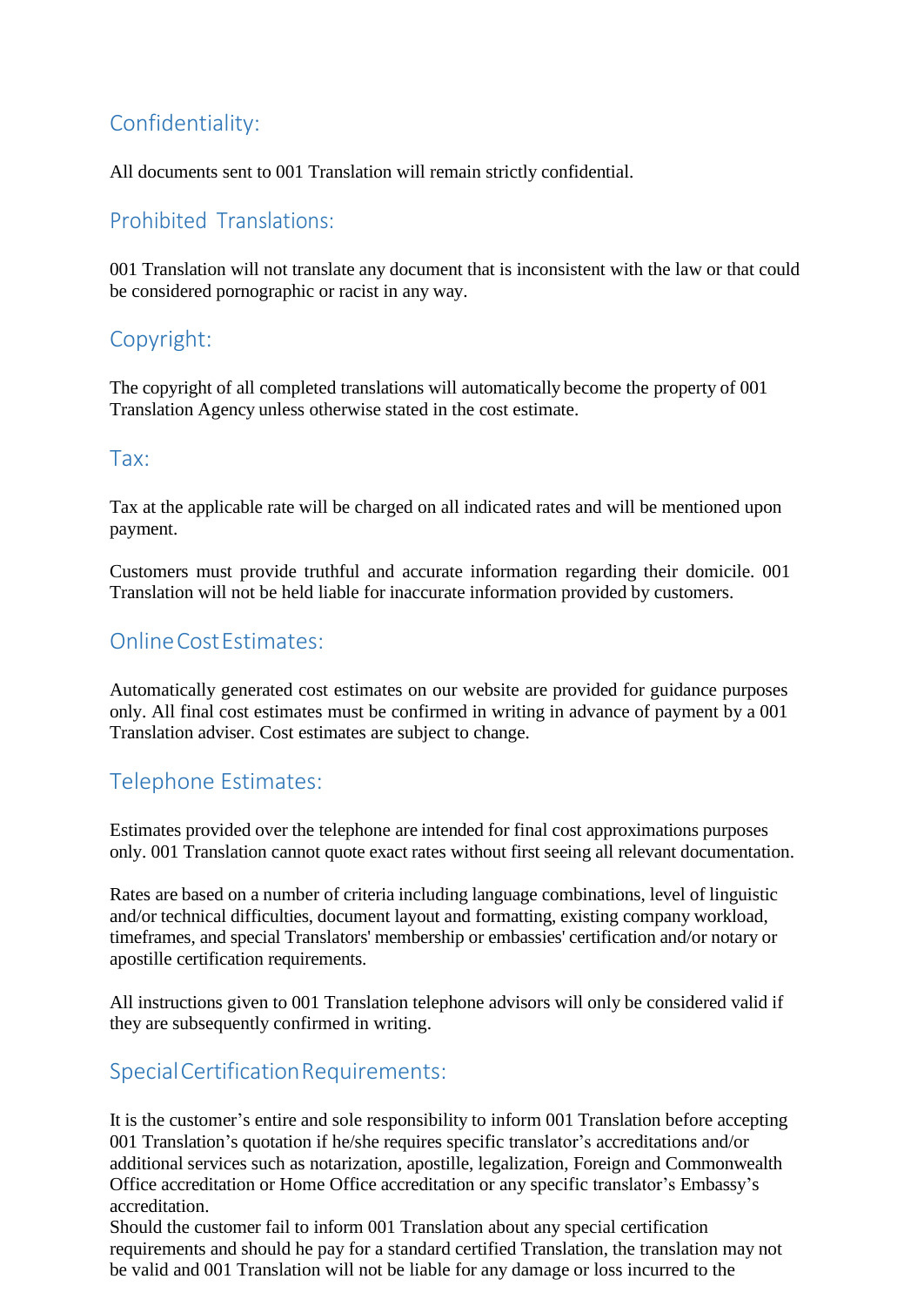## Confidentiality:

All documents sent to 001 Translation will remain strictly confidential.

## Prohibited Translations:

001 Translation will not translate any document that is inconsistent with the law or that could be considered pornographic or racist in any way.

## Copyright:

The copyright of all completed translations will automatically become the property of 001 Translation Agency unless otherwise stated in the cost estimate.

## Tax:

Tax at the applicable rate will be charged on all indicated rates and will be mentioned upon payment.

Customers must provide truthful and accurate information regarding their domicile. 001 Translation will not be held liable for inaccurate information provided by customers.

## Online Cost Estimates:

Automatically generated cost estimates on our website are provided for guidance purposes only. All final cost estimates must be confirmed in writing in advance of payment by a 001 Translation adviser. Cost estimates are subject to change.

## Telephone Estimates:

Estimates provided over the telephone are intended for final cost approximations purposes only. 001 Translation cannot quote exact rates without first seeing all relevant documentation.

Rates are based on a number of criteria including language combinations, level of linguistic and/or technical difficulties, document layout and formatting, existing company workload, timeframes, and special Translators' membership or embassies' certification and/or notary or apostille certification requirements.

All instructions given to 001 Translation telephone advisors will only be considered valid if they are subsequently confirmed in writing.

## Special Certification Requirements:

It is the customer's entire and sole responsibility to inform 001 Translation before accepting 001 Translation's quotation if he/she requires specific translator's accreditations and/or additional services such as notarization, apostille, legalization, Foreign and Commonwealth Office accreditation or Home Office accreditation or any specific translator's Embassy's accreditation.

Should the customer fail to inform 001 Translation about any special certification requirements and should he pay for a standard certified Translation, the translation may not be valid and 001 Translation will not be liable for any damage or loss incurred to the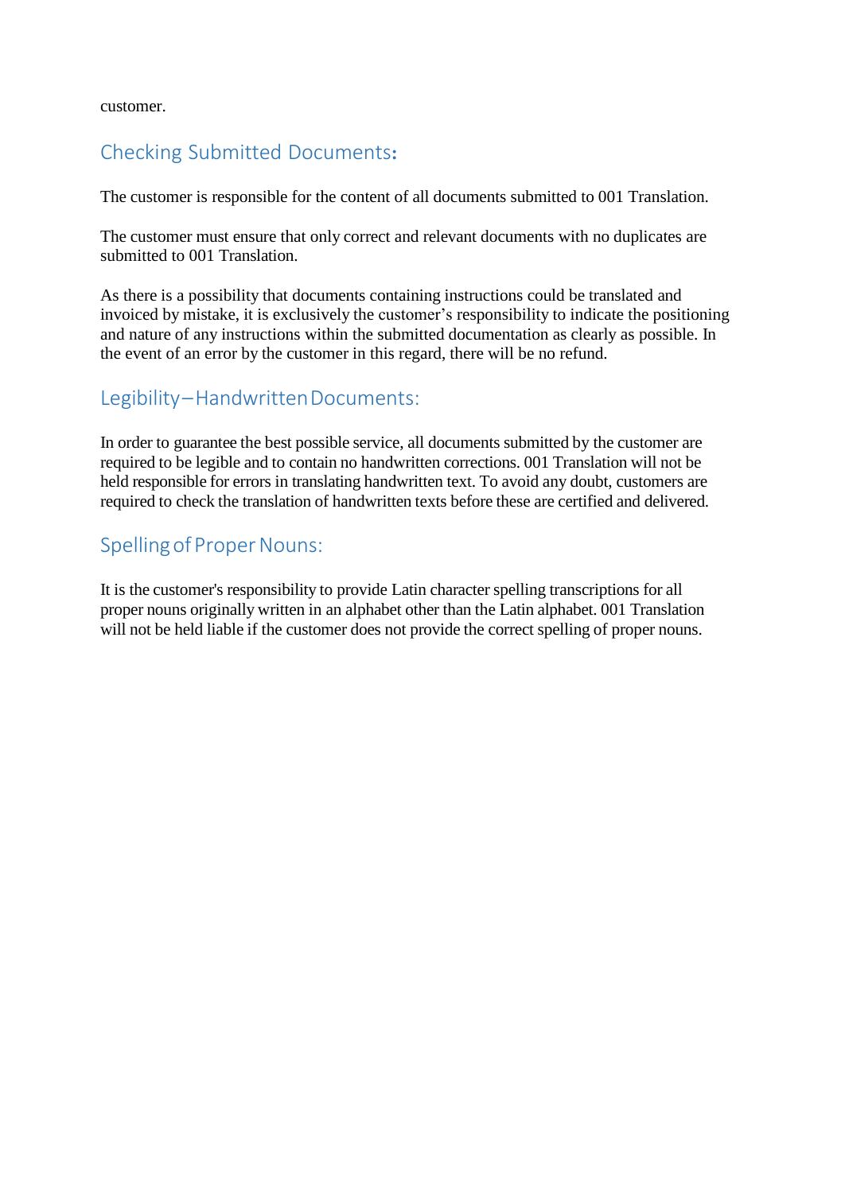customer.

## Checking Submitted Documents:

The customer is responsible for the content of all documents submitted to 001 Translation.

The customer must ensure that only correct and relevant documents with no duplicates are submitted to 001 Translation.

As there is a possibility that documents containing instructions could be translated and invoiced by mistake, it is exclusively the customer's responsibility to indicate the positioning and nature of any instructions within the submitted documentation as clearly as possible. In the event of an error by the customer in this regard, there will be no refund.

## Legibility – Handwritten Documents:

In order to guarantee the best possible service, all documents submitted by the customer are required to be legible and to contain no handwritten corrections. 001 Translation will not be held responsible for errors in translating handwritten text. To avoid any doubt, customers are required to check the translation of handwritten texts before these are certified and delivered.

## Spelling of Proper Nouns:

It is the customer's responsibility to provide Latin character spelling transcriptions for all proper nouns originally written in an alphabet other than the Latin alphabet. 001 Translation will not be held liable if the customer does not provide the correct spelling of proper nouns.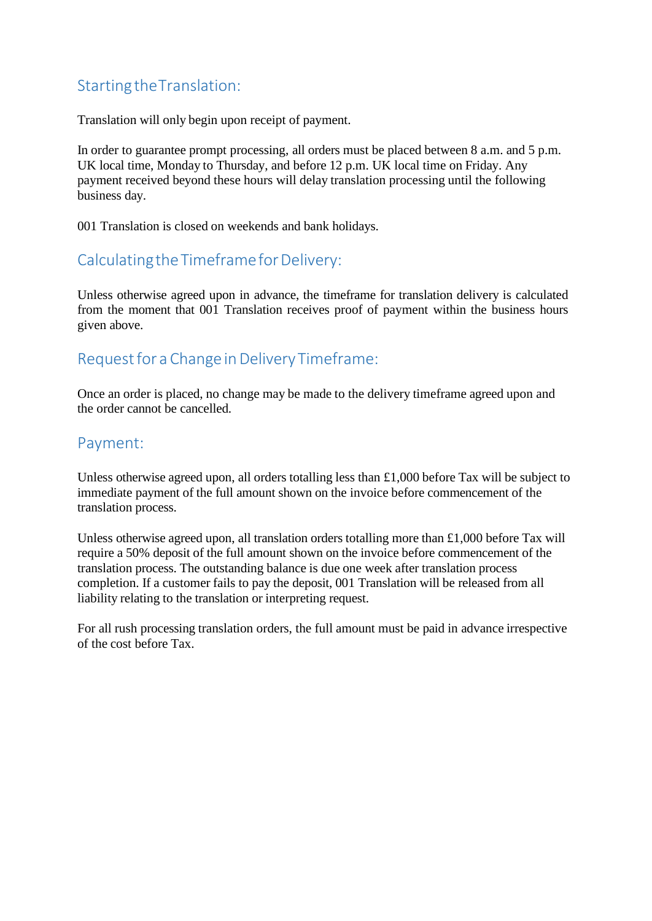## Starting the Translation:

Translation will only begin upon receipt of payment.

In order to guarantee prompt processing, all orders must be placed between 8 a.m. and 5 p.m. UK local time, Monday to Thursday, and before 12 p.m. UK local time on Friday. Any payment received beyond these hours will delay translation processing until the following business day.

001 Translation is closed on weekends and bank holidays.

## Calculating the Timeframe for Delivery:

Unless otherwise agreed upon in advance, the timeframe for translation delivery is calculated from the moment that 001 Translation receives proof of payment within the business hours given above.

## Request for a Change in Delivery Timeframe:

Once an order is placed, no change may be made to the delivery timeframe agreed upon and the order cannot be cancelled.

## Payment:

Unless otherwise agreed upon, all orders totalling less than £1,000 before Tax will be subject to immediate payment of the full amount shown on the invoice before commencement of the translation process.

Unless otherwise agreed upon, all translation orders totalling more than £1,000 before Tax will require a 50% deposit of the full amount shown on the invoice before commencement of the translation process. The outstanding balance is due one week after translation process completion. If a customer fails to pay the deposit, 001 Translation will be released from all liability relating to the translation or interpreting request.

For all rush processing translation orders, the full amount must be paid in advance irrespective of the cost before Tax.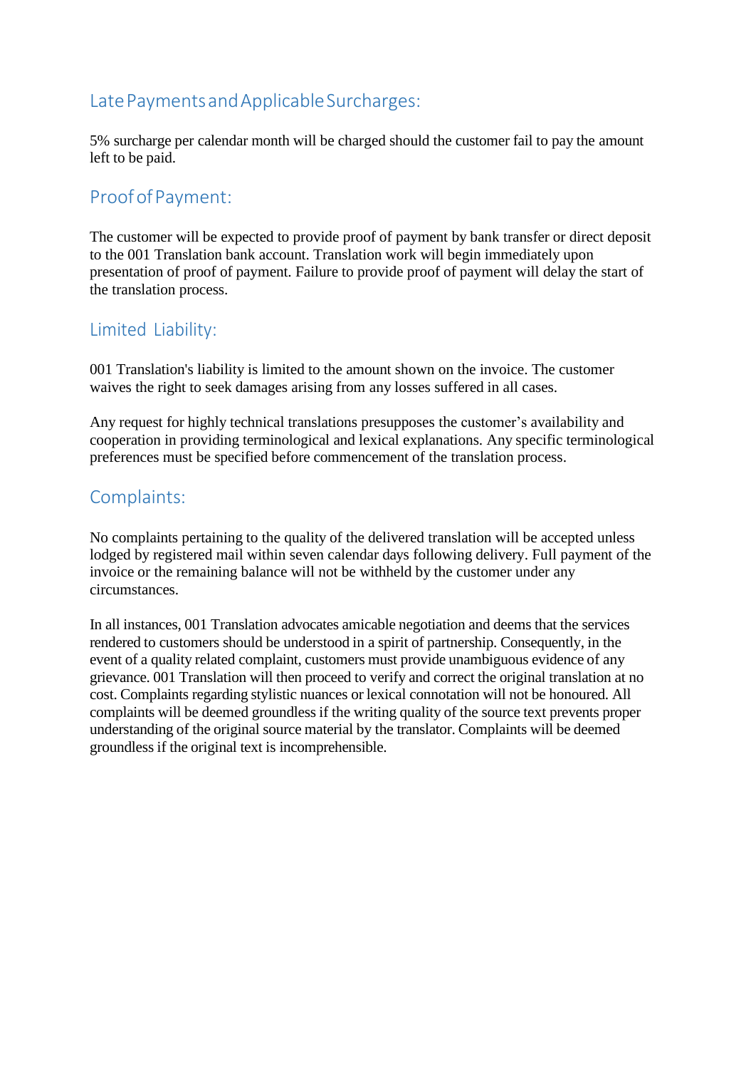## Late Payments and Applicable Surcharges:

5% surcharge per calendar month will be charged should the customer fail to pay the amount left to be paid.

## Proof of Payment:

The customer will be expected to provide proof of payment by bank transfer or direct deposit to the 001 Translation bank account. Translation work will begin immediately upon presentation of proof of payment. Failure to provide proof of payment will delay the start of the translation process.

## Limited Liability:

001 Translation's liability is limited to the amount shown on the invoice. The customer waives the right to seek damages arising from any losses suffered in all cases.

Any request for highly technical translations presupposes the customer's availability and cooperation in providing terminological and lexical explanations. Any specific terminological preferences must be specified before commencement of the translation process.

## Complaints:

No complaints pertaining to the quality of the delivered translation will be accepted unless lodged by registered mail within seven calendar days following delivery. Full payment of the invoice or the remaining balance will not be withheld by the customer under any circumstances.

In all instances, 001 Translation advocates amicable negotiation and deems that the services rendered to customers should be understood in a spirit of partnership. Consequently, in the event of a quality related complaint, customers must provide unambiguous evidence of any grievance. 001 Translation will then proceed to verify and correct the original translation at no cost. Complaints regarding stylistic nuances or lexical connotation will not be honoured. All complaints will be deemed groundless if the writing quality of the source text prevents proper understanding of the original source material by the translator. Complaints will be deemed groundless if the original text is incomprehensible.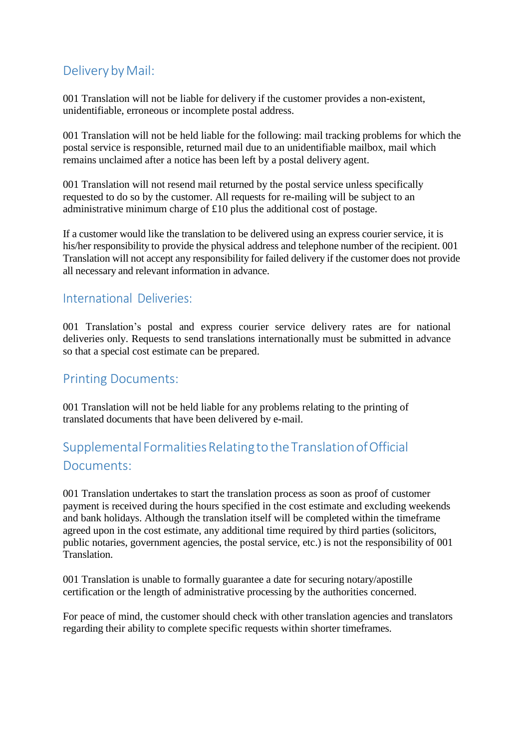## Delivery by Mail:

001 Translation will not be liable for delivery if the customer provides a non-existent, unidentifiable, erroneous or incomplete postal address.

001 Translation will not be held liable for the following: mail tracking problems for which the postal service is responsible, returned mail due to an unidentifiable mailbox, mail which remains unclaimed after a notice has been left by a postal delivery agent.

001 Translation will not resend mail returned by the postal service unless specifically requested to do so by the customer. All requests for re-mailing will be subject to an administrative minimum charge of £10 plus the additional cost of postage.

If a customer would like the translation to be delivered using an express courier service, it is his/her responsibility to provide the physical address and telephone number of the recipient. 001 Translation will not accept any responsibility for failed delivery if the customer does not provide all necessary and relevant information in advance.

## International Deliveries:

001 Translation's postal and express courier service delivery rates are for national deliveries only. Requests to send translations internationally must be submitted in advance so that a special cost estimate can be prepared.

## Printing Documents:

001 Translation will not be held liable for any problems relating to the printing of translated documents that have been delivered by e-mail.

## Supplemental Formalities Relating to the Translation of Official Documents:

001 Translation undertakes to start the translation process as soon as proof of customer payment is received during the hours specified in the cost estimate and excluding weekends and bank holidays. Although the translation itself will be completed within the timeframe agreed upon in the cost estimate, any additional time required by third parties (solicitors, public notaries, government agencies, the postal service, etc.) is not the responsibility of 001 Translation.

001 Translation is unable to formally guarantee a date for securing notary/apostille certification or the length of administrative processing by the authorities concerned.

For peace of mind, the customer should check with other translation agencies and translators regarding their ability to complete specific requests within shorter timeframes.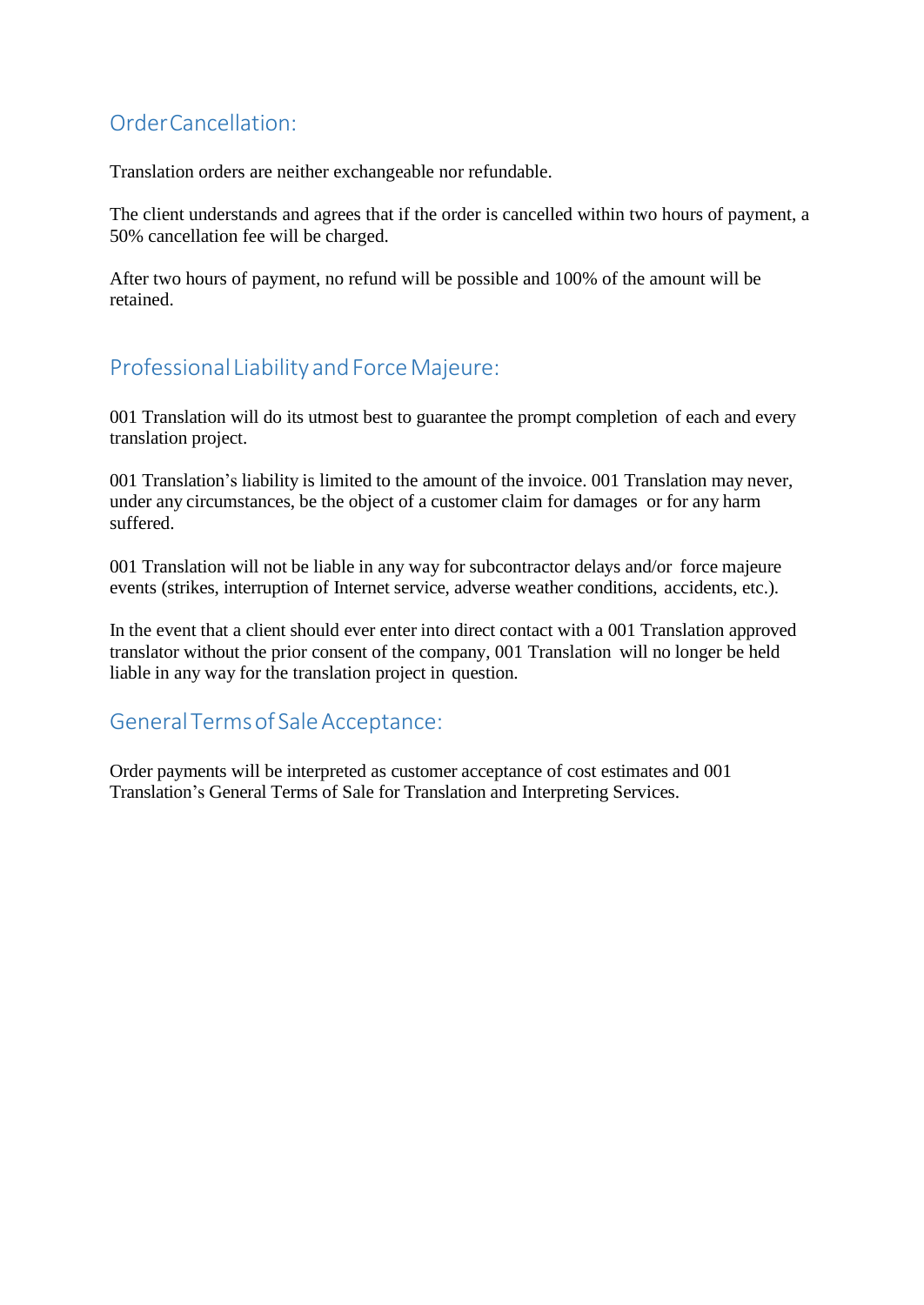## Order Cancellation:

Translation orders are neither exchangeable nor refundable.

The client understands and agrees that if the order is cancelled within two hours of payment, a 50% cancellation fee will be charged.

After two hours of payment, no refund will be possible and 100% of the amount will be retained.

## Professional Liability and Force Majeure:

001 Translation will do its utmost best to guarantee the prompt completion of each and every translation project.

001 Translation's liability is limited to the amount of the invoice. 001 Translation may never, under any circumstances, be the object of a customer claim for damages or for any harm suffered.

001 Translation will not be liable in any way for subcontractor delays and/or force majeure events (strikes, interruption of Internet service, adverse weather conditions, accidents, etc.).

In the event that a client should ever enter into direct contact with a 001 Translation approved translator without the prior consent of the company, 001 Translation will no longer be held liable in any way for the translation project in question.

## General Terms of Sale Acceptance:

Order payments will be interpreted as customer acceptance of cost estimates and 001 Translation's General Terms of Sale for Translation and Interpreting Services.